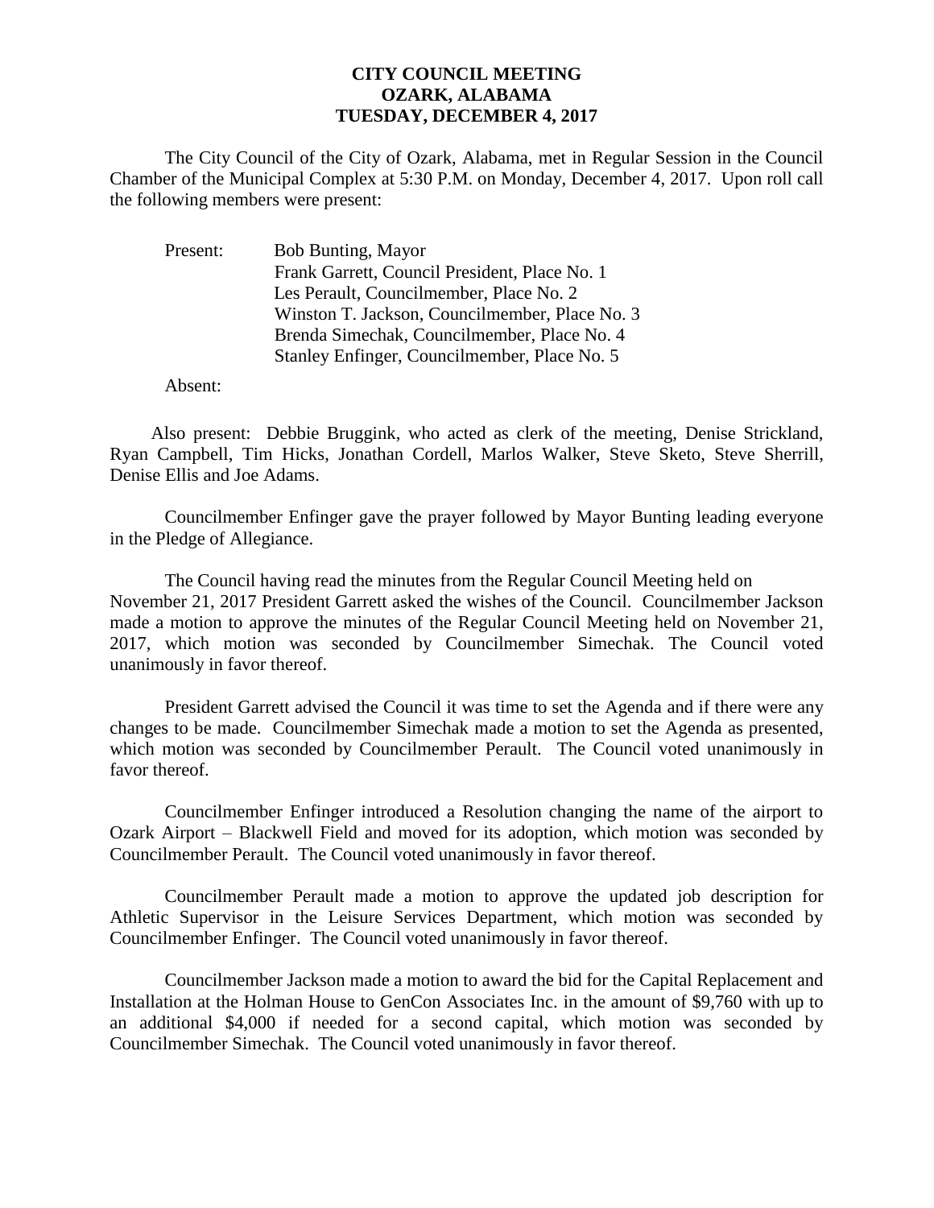**CITY COUNCIL MEETING**
**OZARK, ALABAMA**
**TUESDAY, DECEMBER 4, 2017**

The City Council of the City of Ozark, Alabama, met in Regular Session in the Council Chamber of the Municipal Complex at 5:30 P.M. on Monday, December 4, 2017. Upon roll call the following members were present:

Present: Bob Bunting, Mayor
Frank Garrett, Council President, Place No. 1
Les Perault, Councilmember, Place No. 2
Winston T. Jackson, Councilmember, Place No. 3
Brenda Simechak, Councilmember, Place No. 4
Stanley Enfinger, Councilmember, Place No. 5

Absent:

Also present: Debbie Bruggink, who acted as clerk of the meeting, Denise Strickland, Ryan Campbell, Tim Hicks, Jonathan Cordell, Marlos Walker, Steve Sketo, Steve Sherrill, Denise Ellis and Joe Adams.

Councilmember Enfinger gave the prayer followed by Mayor Bunting leading everyone in the Pledge of Allegiance.

The Council having read the minutes from the Regular Council Meeting held on November 21, 2017 President Garrett asked the wishes of the Council. Councilmember Jackson made a motion to approve the minutes of the Regular Council Meeting held on November 21, 2017, which motion was seconded by Councilmember Simechak. The Council voted unanimously in favor thereof.

President Garrett advised the Council it was time to set the Agenda and if there were any changes to be made. Councilmember Simechak made a motion to set the Agenda as presented, which motion was seconded by Councilmember Perault. The Council voted unanimously in favor thereof.

Councilmember Enfinger introduced a Resolution changing the name of the airport to Ozark Airport – Blackwell Field and moved for its adoption, which motion was seconded by Councilmember Perault. The Council voted unanimously in favor thereof.

Councilmember Perault made a motion to approve the updated job description for Athletic Supervisor in the Leisure Services Department, which motion was seconded by Councilmember Enfinger. The Council voted unanimously in favor thereof.

Councilmember Jackson made a motion to award the bid for the Capital Replacement and Installation at the Holman House to GenCon Associates Inc. in the amount of $9,760 with up to an additional $4,000 if needed for a second capital, which motion was seconded by Councilmember Simechak. The Council voted unanimously in favor thereof.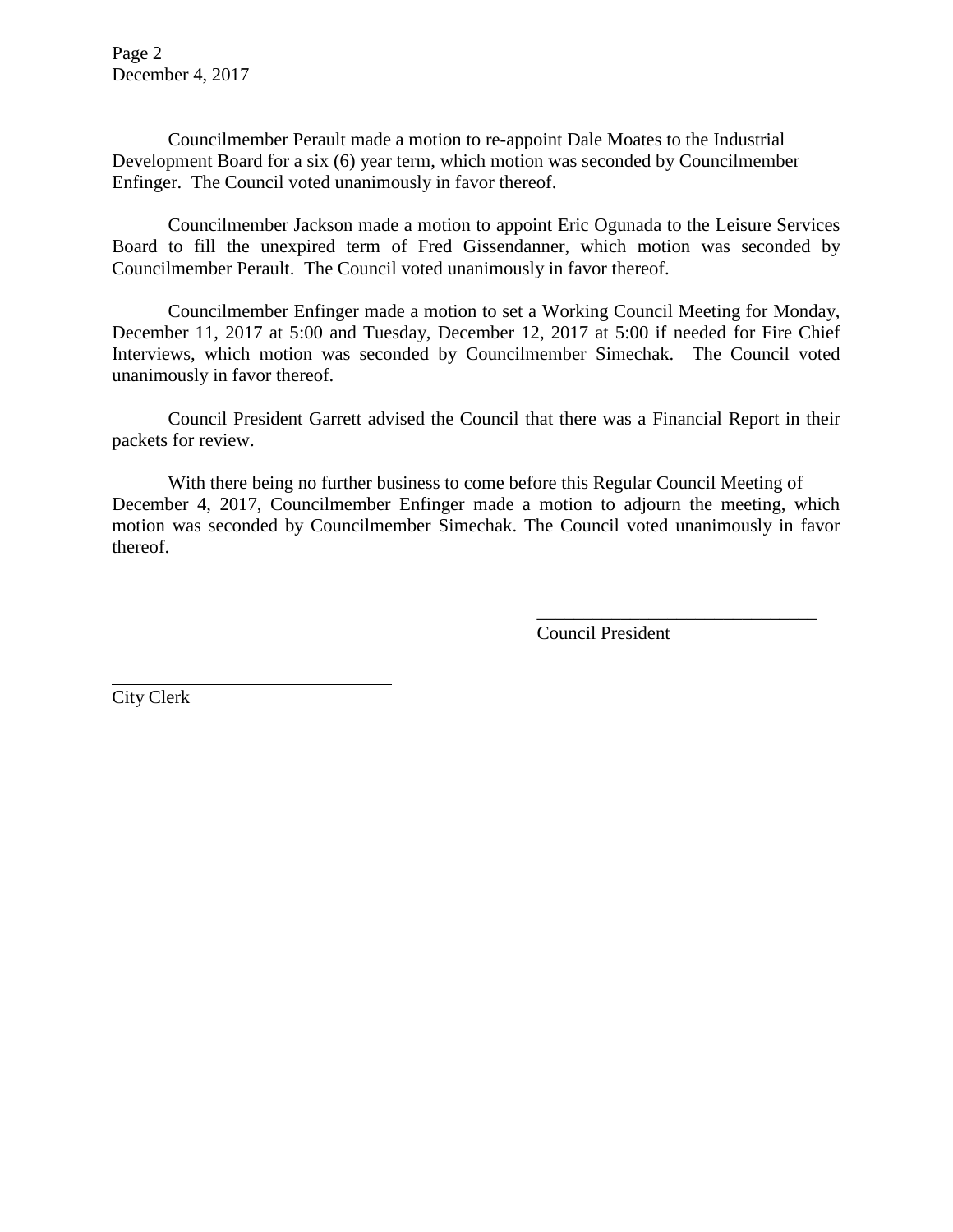Councilmember Perault made a motion to re-appoint Dale Moates to the Industrial Development Board for a six (6) year term, which motion was seconded by Councilmember Enfinger. The Council voted unanimously in favor thereof.

Councilmember Jackson made a motion to appoint Eric Ogunada to the Leisure Services Board to fill the unexpired term of Fred Gissendanner, which motion was seconded by Councilmember Perault. The Council voted unanimously in favor thereof.

Councilmember Enfinger made a motion to set a Working Council Meeting for Monday, December 11, 2017 at 5:00 and Tuesday, December 12, 2017 at 5:00 if needed for Fire Chief Interviews, which motion was seconded by Councilmember Simechak. The Council voted unanimously in favor thereof.

Council President Garrett advised the Council that there was a Financial Report in their packets for review.

With there being no further business to come before this Regular Council Meeting of December 4, 2017, Councilmember Enfinger made a motion to adjourn the meeting, which motion was seconded by Councilmember Simechak. The Council voted unanimously in favor thereof.

\_\_\_\_\_\_\_\_\_\_\_\_\_\_\_\_\_\_\_\_\_\_\_\_\_\_\_\_\_\_
Council President

\_\_\_\_\_\_\_\_\_\_\_\_\_\_\_\_\_\_\_\_\_\_\_\_\_\_\_\_\_\_
City Clerk